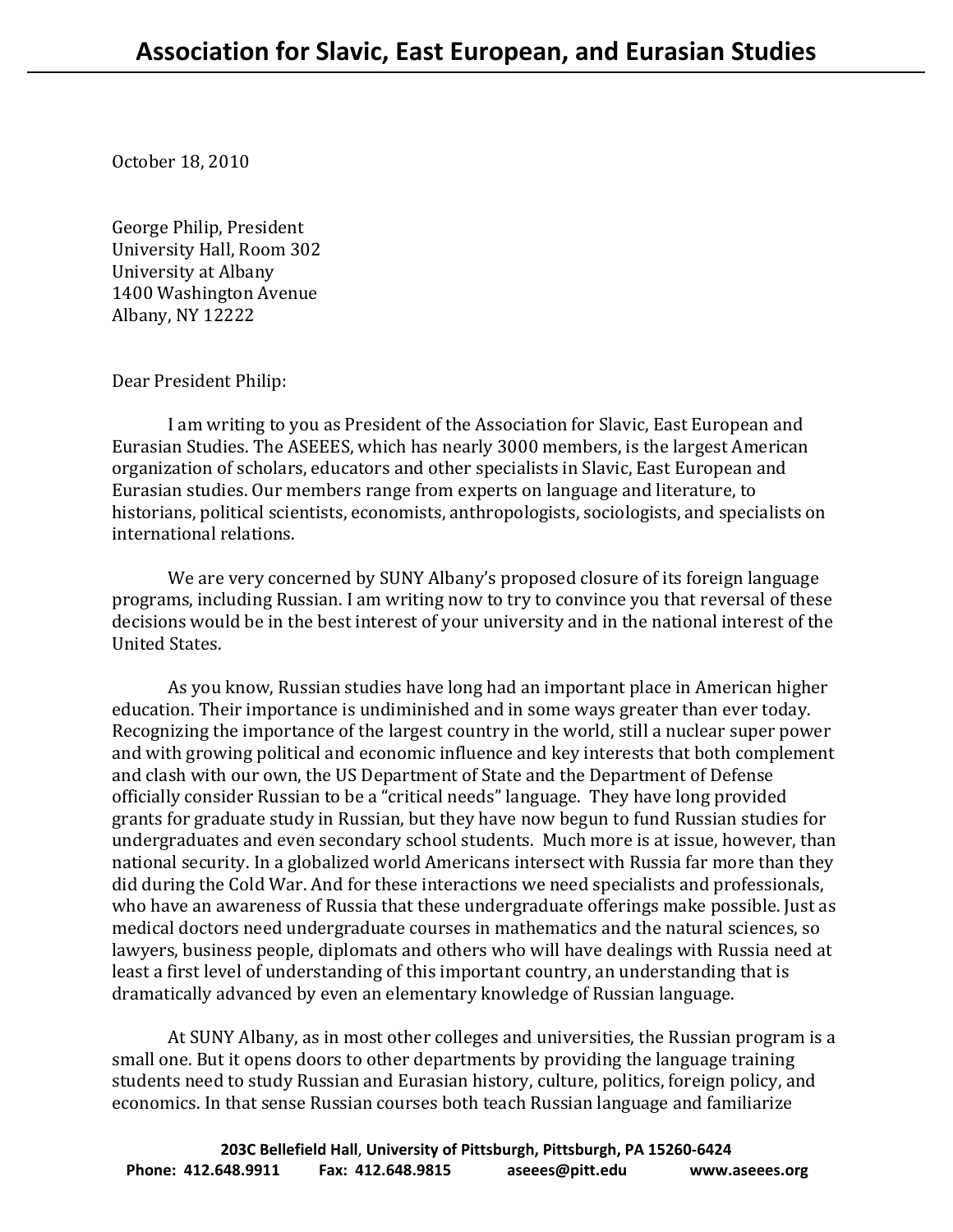# Association for Slavic, East European, and Eurasian Studies

October 18, 2010

George Philip, President
University Hall, Room 302
University at Albany
1400 Washington Avenue
Albany, NY 12222

Dear President Philip:

I am writing to you as President of the Association for Slavic, East European and Eurasian Studies. The ASEEES, which has nearly 3000 members, is the largest American organization of scholars, educators and other specialists in Slavic, East European and Eurasian studies. Our members range from experts on language and literature, to historians, political scientists, economists, anthropologists, sociologists, and specialists on international relations.

We are very concerned by SUNY Albany's proposed closure of its foreign language programs, including Russian. I am writing now to try to convince you that reversal of these decisions would be in the best interest of your university and in the national interest of the United States.

As you know, Russian studies have long had an important place in American higher education. Their importance is undiminished and in some ways greater than ever today. Recognizing the importance of the largest country in the world, still a nuclear super power and with growing political and economic influence and key interests that both complement and clash with our own, the US Department of State and the Department of Defense officially consider Russian to be a "critical needs" language. They have long provided grants for graduate study in Russian, but they have now begun to fund Russian studies for undergraduates and even secondary school students. Much more is at issue, however, than national security. In a globalized world Americans intersect with Russia far more than they did during the Cold War. And for these interactions we need specialists and professionals, who have an awareness of Russia that these undergraduate offerings make possible. Just as medical doctors need undergraduate courses in mathematics and the natural sciences, so lawyers, business people, diplomats and others who will have dealings with Russia need at least a first level of understanding of this important country, an understanding that is dramatically advanced by even an elementary knowledge of Russian language.

At SUNY Albany, as in most other colleges and universities, the Russian program is a small one. But it opens doors to other departments by providing the language training students need to study Russian and Eurasian history, culture, politics, foreign policy, and economics. In that sense Russian courses both teach Russian language and familiarize

**203C Bellefield Hall, University of Pittsburgh, Pittsburgh, PA 15260-6424**
**Phone: 412.648.9911 Fax: 412.648.9815 aseees@pitt.edu www.aseees.org**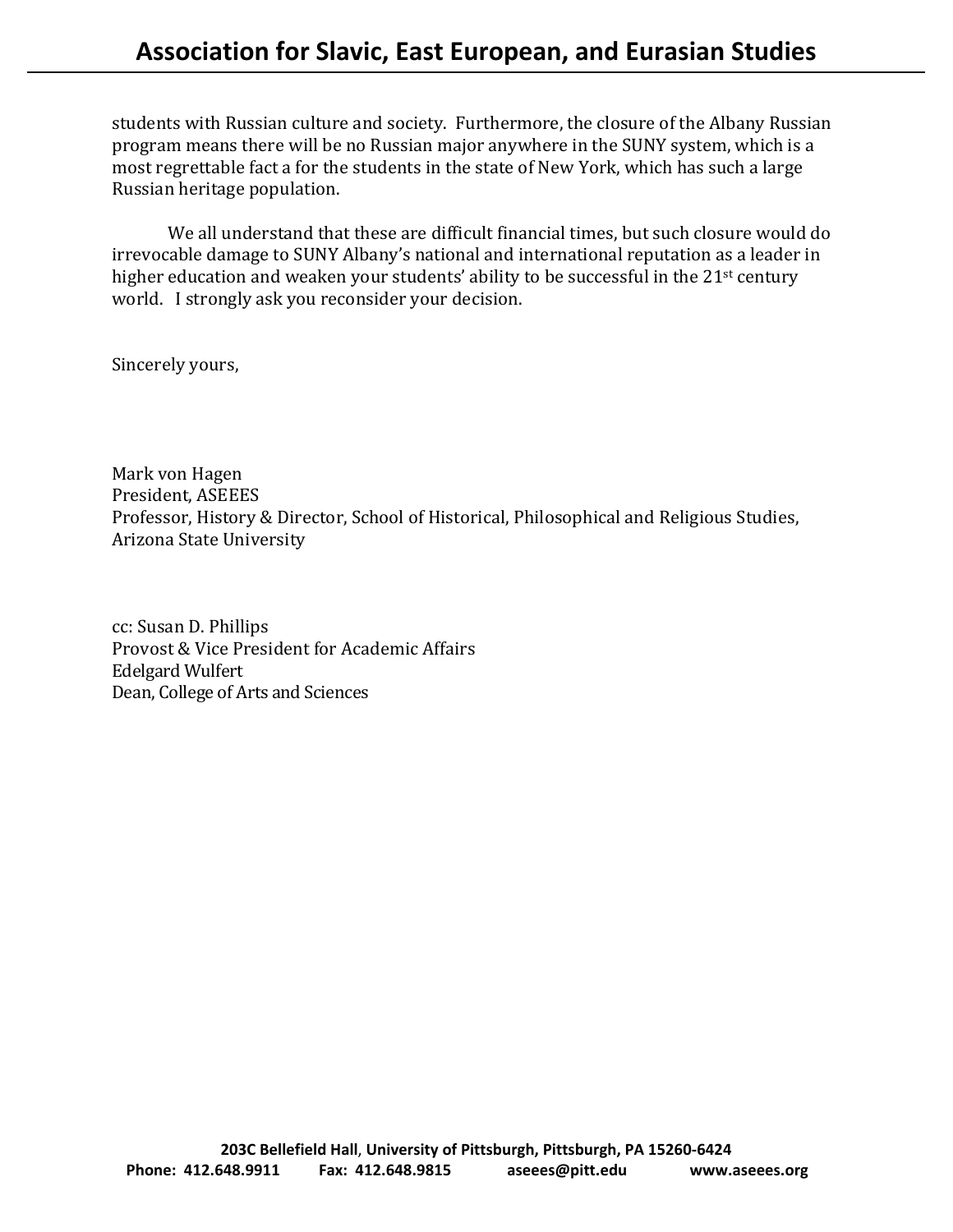students with Russian culture and society. Furthermore, the closure of the Albany Russian program means there will be no Russian major anywhere in the SUNY system, which is a most regrettable fact a for the students in the state of New York, which has such a large Russian heritage population.

We all understand that these are difficult financial times, but such closure would do irrevocable damage to SUNY Albany's national and international reputation as a leader in higher education and weaken your students' ability to be successful in the 21st century world. I strongly ask you reconsider your decision.

Sincerely yours,

Mark von Hagen
President, ASEEES
Professor, History & Director, School of Historical, Philosophical and Religious Studies, Arizona State University

cc: Susan D. Phillips
Provost & Vice President for Academic Affairs
Edelgard Wulfert
Dean, College of Arts and Sciences